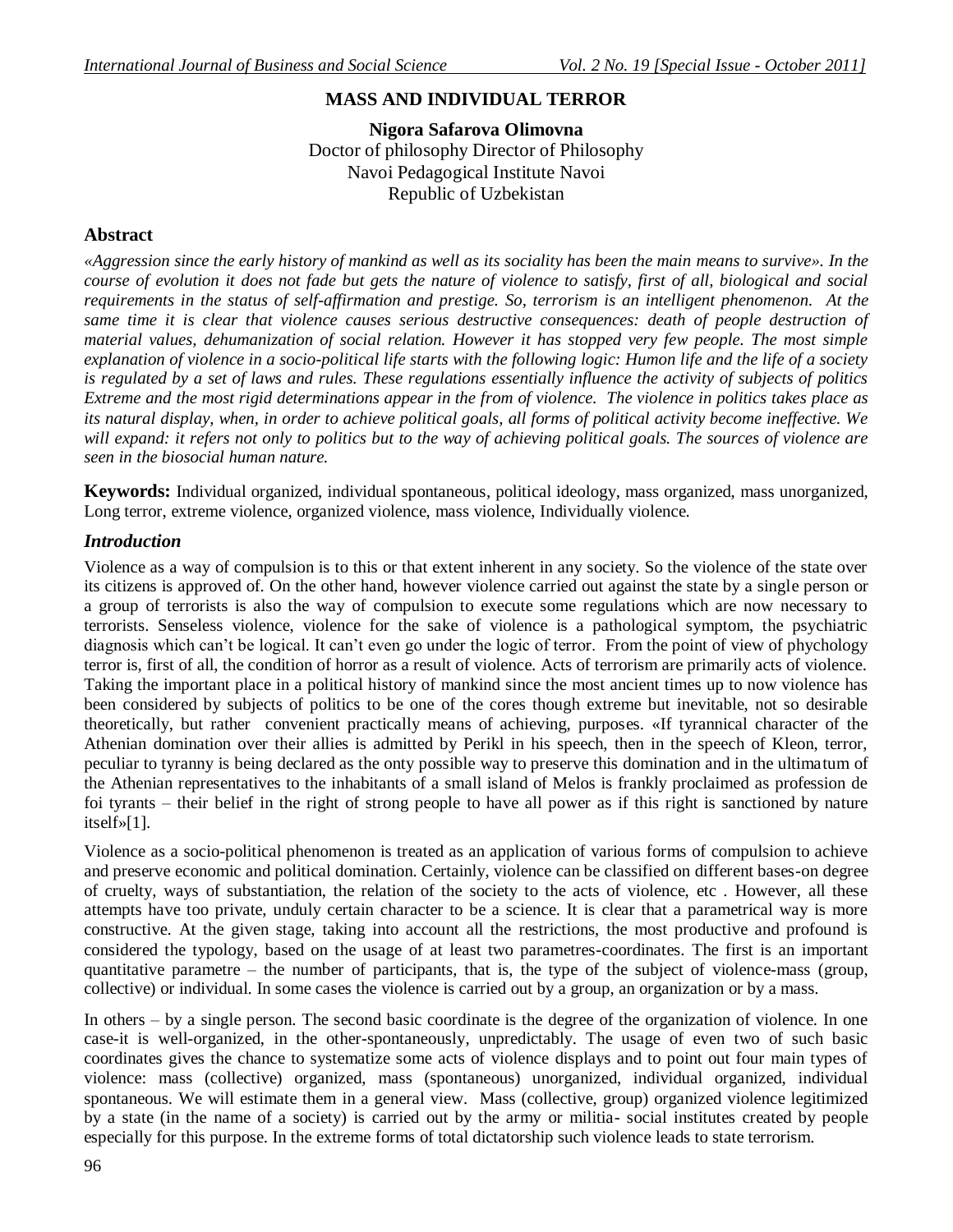# MASS AND INDIVIDUAL TERROR

**Nigora Safarova Olimovna**
Doctor of philosophy Director of Philosophy
Navoi Pedagogical Institute Navoi
Republic of Uzbekistan

## Abstract

*«Aggression since the early history of mankind as well as its sociality has been the main means to survive». In the course of evolution it does not fade but gets the nature of violence to satisfy, first of all, biological and social requirements in the status of self-affirmation and prestige. So, terrorism is an intelligent phenomenon. At the same time it is clear that violence causes serious destructive consequences: death of people destruction of material values, dehumanization of social relation. However it has stopped very few people. The most simple explanation of violence in a socio-political life starts with the following logic: Humon life and the life of a society is regulated by a set of laws and rules. These regulations essentially influence the activity of subjects of politics Extreme and the most rigid determinations appear in the from of violence. The violence in politics takes place as its natural display, when, in order to achieve political goals, all forms of political activity become ineffective. We will expand: it refers not only to politics but to the way of achieving political goals. The sources of violence are seen in the biosocial human nature.*

**Keywords:** Individual organized, individual spontaneous, political ideology, mass organized, mass unorganized, Long terror, extreme violence, organized violence, mass violence, Individually violence.

## *Introduction*

Violence as a way of compulsion is to this or that extent inherent in any society. So the violence of the state over its citizens is approved of. On the other hand, however violence carried out against the state by a single person or a group of terrorists is also the way of compulsion to execute some regulations which are now necessary to terrorists. Senseless violence, violence for the sake of violence is a pathological symptom, the psychiatric diagnosis which can't be logical. It can't even go under the logic of terror. From the point of view of phychology terror is, first of all, the condition of horror as a result of violence. Acts of terrorism are primarily acts of violence. Taking the important place in a political history of mankind since the most ancient times up to now violence has been considered by subjects of politics to be one of the cores though extreme but inevitable, not so desirable theoretically, but rather convenient practically means of achieving, purposes. «If tyrannical character of the Athenian domination over their allies is admitted by Perikl in his speech, then in the speech of Kleon, terror, peculiar to tyranny is being declared as the onty possible way to preserve this domination and in the ultimatum of the Athenian representatives to the inhabitants of a small island of Melos is frankly proclaimed as profession de foi tyrants – their belief in the right of strong people to have all power as if this right is sanctioned by nature itself»[1].

Violence as a socio-political phenomenon is treated as an application of various forms of compulsion to achieve and preserve economic and political domination. Certainly, violence can be classified on different bases-on degree of cruelty, ways of substantiation, the relation of the society to the acts of violence, etc . However, all these attempts have too private, unduly certain character to be a science. It is clear that a parametrical way is more constructive. At the given stage, taking into account all the restrictions, the most productive and profound is considered the typology, based on the usage of at least two parametres-coordinates. The first is an important quantitative parametre – the number of participants, that is, the type of the subject of violence-mass (group, collective) or individual. In some cases the violence is carried out by a group, an organization or by a mass.

In others – by a single person. The second basic coordinate is the degree of the organization of violence. In one case-it is well-organized, in the other-spontaneously, unpredictably. The usage of even two of such basic coordinates gives the chance to systematize some acts of violence displays and to point out four main types of violence: mass (collective) organized, mass (spontaneous) unorganized, individual organized, individual spontaneous. We will estimate them in a general view. Mass (collective, group) organized violence legitimized by a state (in the name of a society) is carried out by the army or militia- social institutes created by people especially for this purpose. In the extreme forms of total dictatorship such violence leads to state terrorism.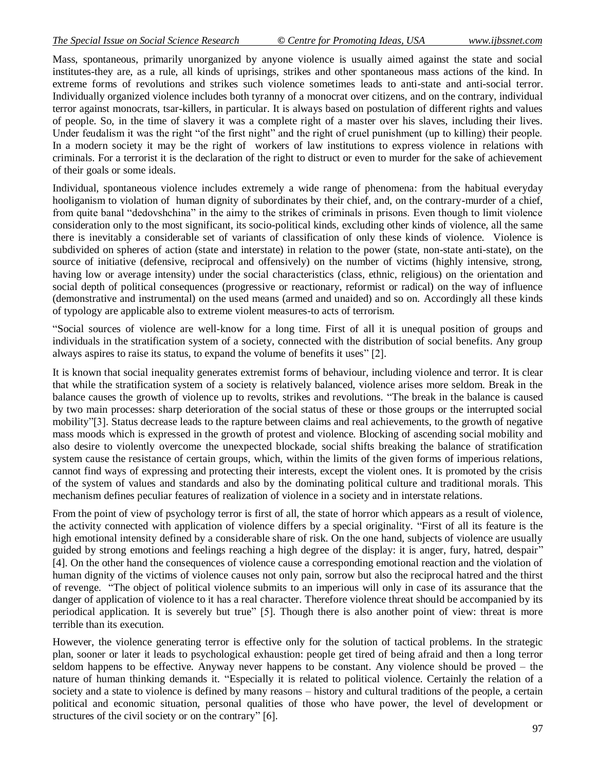Mass, spontaneous, primarily unorganized by anyone violence is usually aimed against the state and social institutes-they are, as a rule, all kinds of uprisings, strikes and other spontaneous mass actions of the kind. In extreme forms of revolutions and strikes such violence sometimes leads to anti-state and anti-social terror. Individually organized violence includes both tyranny of a monocrat over citizens, and on the contrary, individual terror against monocrats, tsar-killers, in particular. It is always based on postulation of different rights and values of people. So, in the time of slavery it was a complete right of a master over his slaves, including their lives. Under feudalism it was the right "of the first night" and the right of cruel punishment (up to killing) their people. In a modern society it may be the right of workers of law institutions to express violence in relations with criminals. For a terrorist it is the declaration of the right to distruct or even to murder for the sake of achievement of their goals or some ideals.

Individual, spontaneous violence includes extremely a wide range of phenomena: from the habitual everyday hooliganism to violation of human dignity of subordinates by their chief, and, on the contrary-murder of a chief, from quite banal "dedovshchina" in the aimy to the strikes of criminals in prisons. Even though to limit violence consideration only to the most significant, its socio-political kinds, excluding other kinds of violence, all the same there is inevitably a considerable set of variants of classification of only these kinds of violence. Violence is subdivided on spheres of action (state and interstate) in relation to the power (state, non-state anti-state), on the source of initiative (defensive, reciprocal and offensively) on the number of victims (highly intensive, strong, having low or average intensity) under the social characteristics (class, ethnic, religious) on the orientation and social depth of political consequences (progressive or reactionary, reformist or radical) on the way of influence (demonstrative and instrumental) on the used means (armed and unaided) and so on. Accordingly all these kinds of typology are applicable also to extreme violent measures-to acts of terrorism.

"Social sources of violence are well-know for a long time. First of all it is unequal position of groups and individuals in the stratification system of a society, connected with the distribution of social benefits. Any group always aspires to raise its status, to expand the volume of benefits it uses" [2].

It is known that social inequality generates extremist forms of behaviour, including violence and terror. It is clear that while the stratification system of a society is relatively balanced, violence arises more seldom. Break in the balance causes the growth of violence up to revolts, strikes and revolutions. "The break in the balance is caused by two main processes: sharp deterioration of the social status of these or those groups or the interrupted social mobility"[3]. Status decrease leads to the rapture between claims and real achievements, to the growth of negative mass moods which is expressed in the growth of protest and violence. Blocking of ascending social mobility and also desire to violently overcome the unexpected blockade, social shifts breaking the balance of stratification system cause the resistance of certain groups, which, within the limits of the given forms of imperious relations, cannot find ways of expressing and protecting their interests, except the violent ones. It is promoted by the crisis of the system of values and standards and also by the dominating political culture and traditional morals. This mechanism defines peculiar features of realization of violence in a society and in interstate relations.

From the point of view of psychology terror is first of all, the state of horror which appears as a result of violence, the activity connected with application of violence differs by a special originality. "First of all its feature is the high emotional intensity defined by a considerable share of risk. On the one hand, subjects of violence are usually guided by strong emotions and feelings reaching a high degree of the display: it is anger, fury, hatred, despair" [4]. On the other hand the consequences of violence cause a corresponding emotional reaction and the violation of human dignity of the victims of violence causes not only pain, sorrow but also the reciprocal hatred and the thirst of revenge. "The object of political violence submits to an imperious will only in case of its assurance that the danger of application of violence to it has a real character. Therefore violence threat should be accompanied by its periodical application. It is severely but true" [5]. Though there is also another point of view: threat is more terrible than its execution.

However, the violence generating terror is effective only for the solution of tactical problems. In the strategic plan, sooner or later it leads to psychological exhaustion: people get tired of being afraid and then a long terror seldom happens to be effective. Anyway never happens to be constant. Any violence should be proved – the nature of human thinking demands it. "Especially it is related to political violence. Certainly the relation of a society and a state to violence is defined by many reasons – history and cultural traditions of the people, a certain political and economic situation, personal qualities of those who have power, the level of development or structures of the civil society or on the contrary" [6].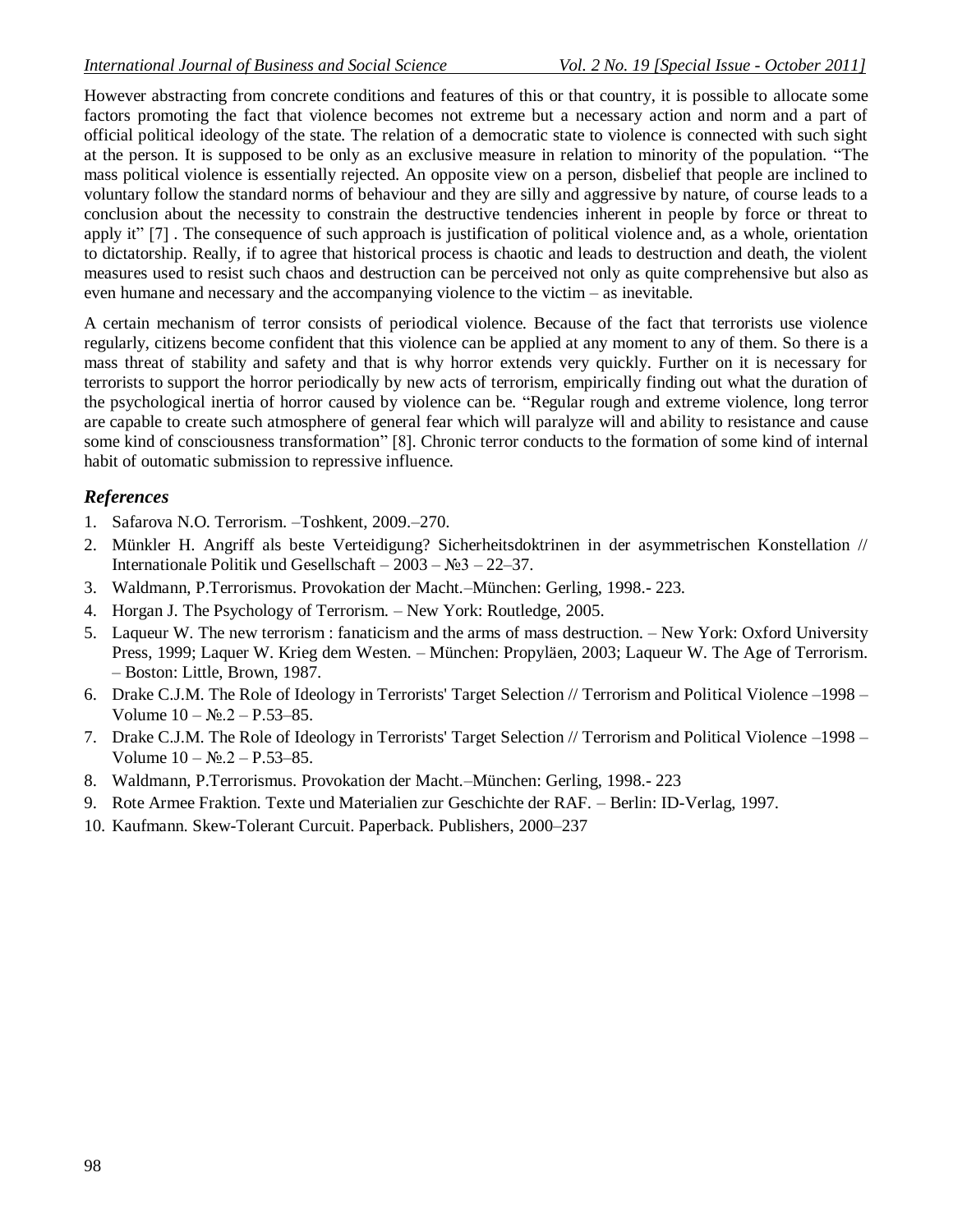However abstracting from concrete conditions and features of this or that country, it is possible to allocate some factors promoting the fact that violence becomes not extreme but a necessary action and norm and a part of official political ideology of the state. The relation of a democratic state to violence is connected with such sight at the person. It is supposed to be only as an exclusive measure in relation to minority of the population. "The mass political violence is essentially rejected. An opposite view on a person, disbelief that people are inclined to voluntary follow the standard norms of behaviour and they are silly and aggressive by nature, of course leads to a conclusion about the necessity to constrain the destructive tendencies inherent in people by force or threat to apply it" [7] . The consequence of such approach is justification of political violence and, as a whole, orientation to dictatorship. Really, if to agree that historical process is chaotic and leads to destruction and death, the violent measures used to resist such chaos and destruction can be perceived not only as quite comprehensive but also as even humane and necessary and the accompanying violence to the victim – as inevitable.

A certain mechanism of terror consists of periodical violence. Because of the fact that terrorists use violence regularly, citizens become confident that this violence can be applied at any moment to any of them. So there is a mass threat of stability and safety and that is why horror extends very quickly. Further on it is necessary for terrorists to support the horror periodically by new acts of terrorism, empirically finding out what the duration of the psychological inertia of horror caused by violence can be. "Regular rough and extreme violence, long terror are capable to create such atmosphere of general fear which will paralyze will and ability to resistance and cause some kind of consciousness transformation" [8]. Chronic terror conducts to the formation of some kind of internal habit of automatic submission to repressive influence.

## *References*

1. Safarova N.O. Terrorism. –Toshkent, 2009.–270.
2. Münkler H. Angriff als beste Verteidigung? Sicherheitsdoktrinen in der asymmetrischen Konstellation // Internationale Politik und Gesellschaft – 2003 – №3 – 22–37.
3. Waldmann, P.Terrorismus. Provokation der Macht.–München: Gerling, 1998.- 223.
4. Horgan J. The Psychology of Terrorism. – New York: Routledge, 2005.
5. Laqueur W. The new terrorism : fanaticism and the arms of mass destruction. – New York: Oxford University Press, 1999; Laquer W. Krieg dem Westen. – München: Propyläen, 2003; Laqueur W. The Age of Terrorism. – Boston: Little, Brown, 1987.
6. Drake C.J.M. The Role of Ideology in Terrorists' Target Selection // Terrorism and Political Violence –1998 – Volume 10 – №.2 – P.53–85.
7. Drake C.J.M. The Role of Ideology in Terrorists' Target Selection // Terrorism and Political Violence –1998 – Volume 10 – №.2 – P.53–85.
8. Waldmann, P.Terrorismus. Provokation der Macht.–München: Gerling, 1998.- 223
9. Rote Armee Fraktion. Texte und Materialien zur Geschichte der RAF. – Berlin: ID-Verlag, 1997.
10. Kaufmann. Skew-Tolerant Curcuit. Paperback. Publishers, 2000–237